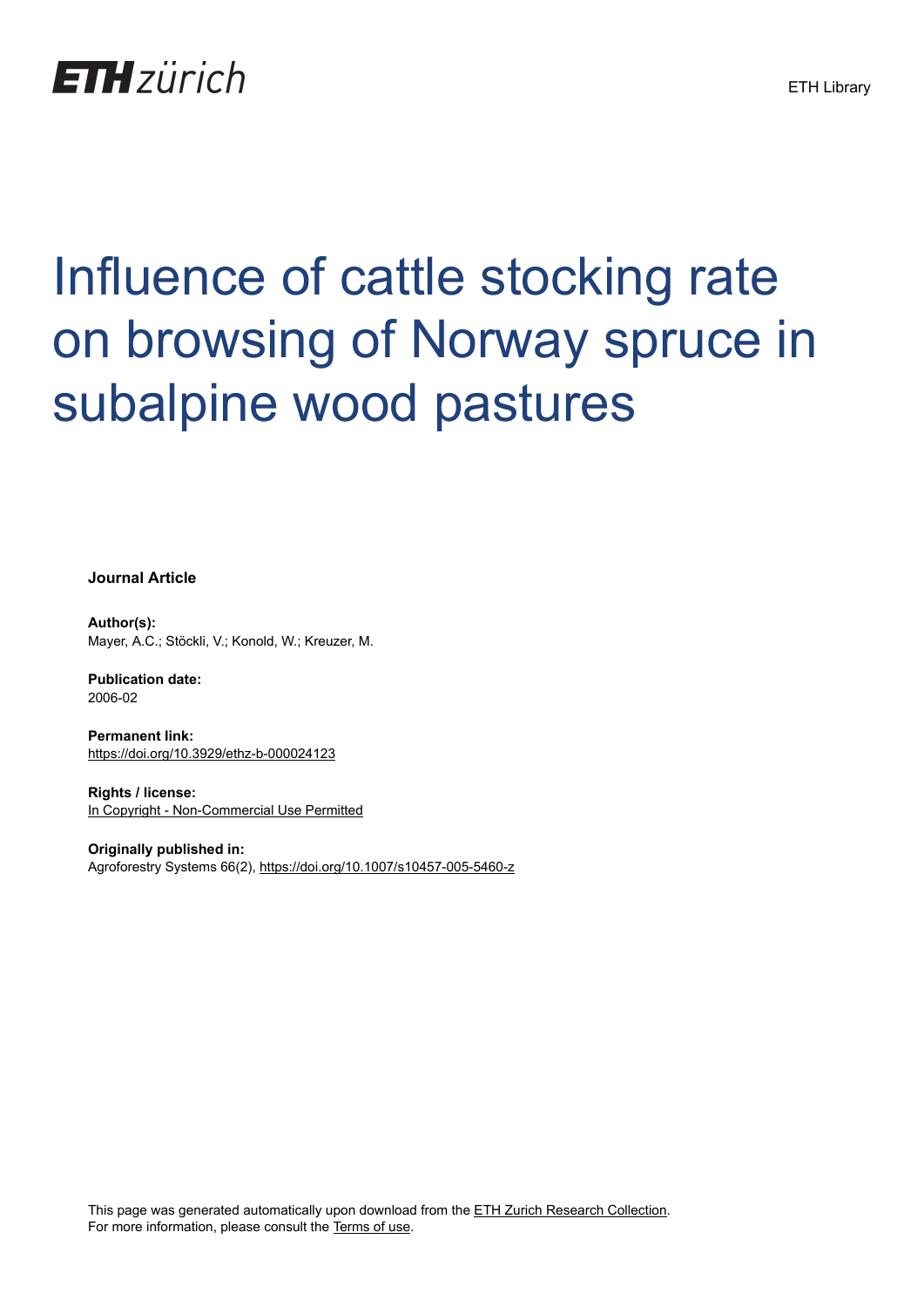# Influence of cattle stocking rate on browsing of Norway spruce in subalpine wood pastures

**Journal Article**

**Author(s):**
Mayer, A.C.; Stöckli, V.; Konold, W.; Kreuzer, M.

**Publication date:**
2006-02

**Permanent link:**
https://doi.org/10.3929/ethz-b-000024123

**Rights / license:**
In Copyright - Non-Commercial Use Permitted

**Originally published in:**
Agroforestry Systems 66(2), https://doi.org/10.1007/s10457-005-5460-z

This page was generated automatically upon download from the ETH Zurich Research Collection.
For more information, please consult the Terms of use.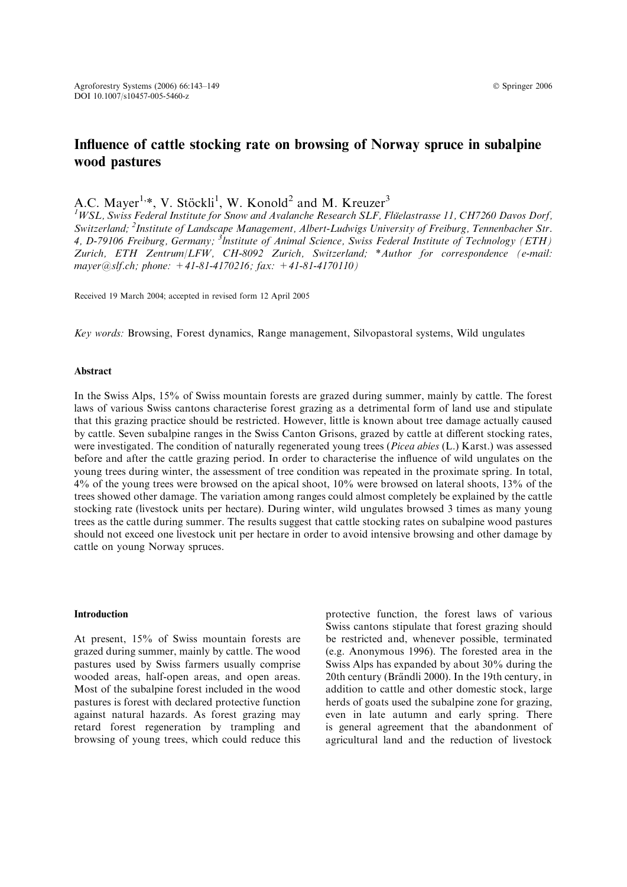# Influence of cattle stocking rate on browsing of Norway spruce in subalpine wood pastures

A.C. Mayer[1,*], V. Stöckli[1], W. Konold[2] and M. Kreuzer[3]

[1]*WSL, Swiss Federal Institute for Snow and Avalanche Research SLF, Flüelastrasse 11, CH7260 Davos Dorf, Switzerland;* [2]*Institute of Landscape Management, Albert-Ludwigs University of Freiburg, Tennenbacher Str. 4, D-79106 Freiburg, Germany;* [3]*Institute of Animal Science, Swiss Federal Institute of Technology (ETH) Zurich, ETH Zentrum/LFW, CH-8092 Zurich, Switzerland;* *\*Author for correspondence (e-mail: mayer@slf.ch; phone: +41-81-4170216; fax: +41-81-4170110)*

Received 19 March 2004; accepted in revised form 12 April 2005

*Key words:* Browsing, Forest dynamics, Range management, Silvopastoral systems, Wild ungulates

## Abstract

In the Swiss Alps, 15% of Swiss mountain forests are grazed during summer, mainly by cattle. The forest laws of various Swiss cantons characterise forest grazing as a detrimental form of land use and stipulate that this grazing practice should be restricted. However, little is known about tree damage actually caused by cattle. Seven subalpine ranges in the Swiss Canton Grisons, grazed by cattle at different stocking rates, were investigated. The condition of naturally regenerated young trees (*Picea abies* (L.) Karst.) was assessed before and after the cattle grazing period. In order to characterise the influence of wild ungulates on the young trees during winter, the assessment of tree condition was repeated in the proximate spring. In total, 4% of the young trees were browsed on the apical shoot, 10% were browsed on lateral shoots, 13% of the trees showed other damage. The variation among ranges could almost completely be explained by the cattle stocking rate (livestock units per hectare). During winter, wild ungulates browsed 3 times as many young trees as the cattle during summer. The results suggest that cattle stocking rates on subalpine wood pastures should not exceed one livestock unit per hectare in order to avoid intensive browsing and other damage by cattle on young Norway spruces.

## Introduction

At present, 15% of Swiss mountain forests are grazed during summer, mainly by cattle. The wood pastures used by Swiss farmers usually comprise wooded areas, half-open areas, and open areas. Most of the subalpine forest included in the wood pastures is forest with declared protective function against natural hazards. As forest grazing may retard forest regeneration by trampling and browsing of young trees, which could reduce this protective function, the forest laws of various Swiss cantons stipulate that forest grazing should be restricted and, whenever possible, terminated (e.g. Anonymous 1996). The forested area in the Swiss Alps has expanded by about 30% during the 20th century (Brändli 2000). In the 19th century, in addition to cattle and other domestic stock, large herds of goats used the subalpine zone for grazing, even in late autumn and early spring. There is general agreement that the abandonment of agricultural land and the reduction of livestock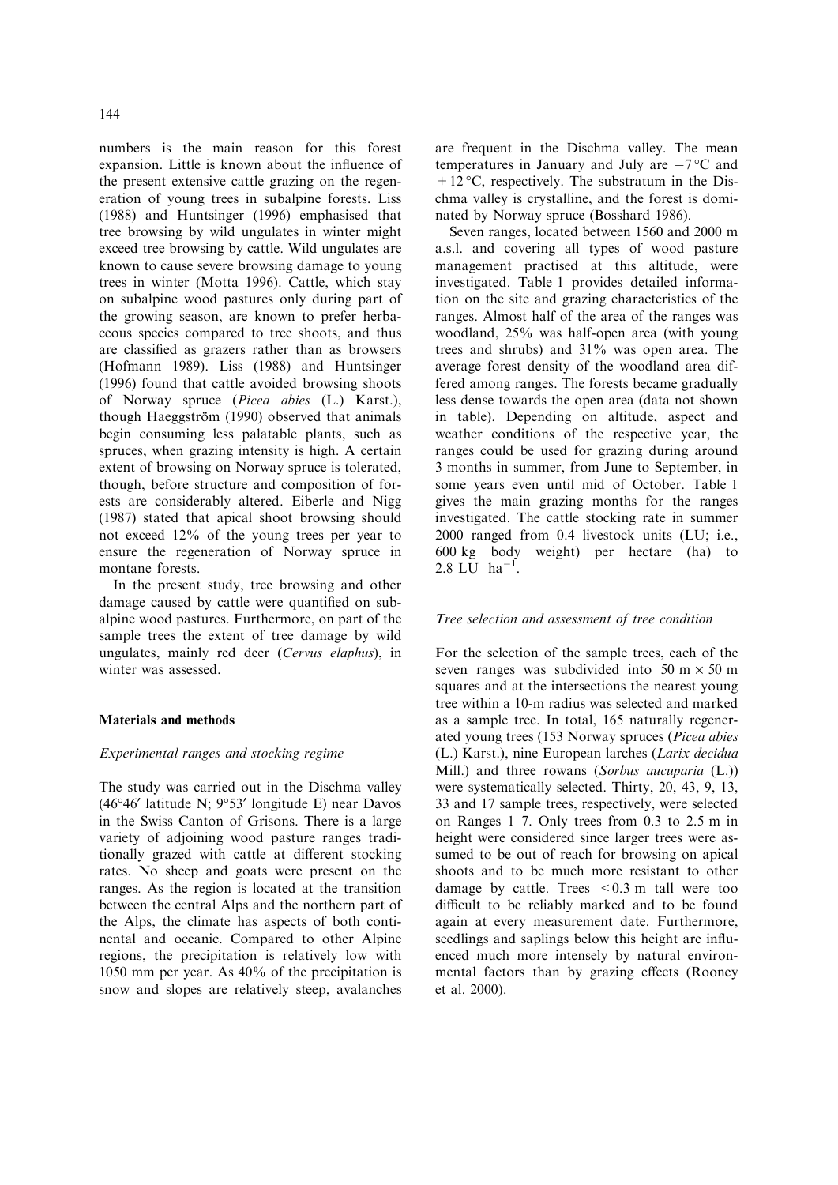numbers is the main reason for this forest expansion. Little is known about the influence of the present extensive cattle grazing on the regeneration of young trees in subalpine forests. Liss (1988) and Huntsinger (1996) emphasised that tree browsing by wild ungulates in winter might exceed tree browsing by cattle. Wild ungulates are known to cause severe browsing damage to young trees in winter (Motta 1996). Cattle, which stay on subalpine wood pastures only during part of the growing season, are known to prefer herbaceous species compared to tree shoots, and thus are classified as grazers rather than as browsers (Hofmann 1989). Liss (1988) and Huntsinger (1996) found that cattle avoided browsing shoots of Norway spruce (*Picea abies* (L.) Karst.), though Haeggström (1990) observed that animals begin consuming less palatable plants, such as spruces, when grazing intensity is high. A certain extent of browsing on Norway spruce is tolerated, though, before structure and composition of forests are considerably altered. Eiberle and Nigg (1987) stated that apical shoot browsing should not exceed 12% of the young trees per year to ensure the regeneration of Norway spruce in montane forests.

In the present study, tree browsing and other damage caused by cattle were quantified on subalpine wood pastures. Furthermore, on part of the sample trees the extent of tree damage by wild ungulates, mainly red deer (*Cervus elaphus*), in winter was assessed.

## Materials and methods

### Experimental ranges and stocking regime

The study was carried out in the Dischma valley (46°46′ latitude N; 9°53′ longitude E) near Davos in the Swiss Canton of Grisons. There is a large variety of adjoining wood pasture ranges traditionally grazed with cattle at different stocking rates. No sheep and goats were present on the ranges. As the region is located at the transition between the central Alps and the northern part of the Alps, the climate has aspects of both continental and oceanic. Compared to other Alpine regions, the precipitation is relatively low with 1050 mm per year. As 40% of the precipitation is snow and slopes are relatively steep, avalanches are frequent in the Dischma valley. The mean temperatures in January and July are −7 °C and +12 °C, respectively. The substratum in the Dischma valley is crystalline, and the forest is dominated by Norway spruce (Bosshard 1986).

Seven ranges, located between 1560 and 2000 m a.s.l. and covering all types of wood pasture management practised at this altitude, were investigated. Table 1 provides detailed information on the site and grazing characteristics of the ranges. Almost half of the area of the ranges was woodland, 25% was half-open area (with young trees and shrubs) and 31% was open area. The average forest density of the woodland area differed among ranges. The forests became gradually less dense towards the open area (data not shown in table). Depending on altitude, aspect and weather conditions of the respective year, the ranges could be used for grazing during around 3 months in summer, from June to September, in some years even until mid of October. Table 1 gives the main grazing months for the ranges investigated. The cattle stocking rate in summer 2000 ranged from 0.4 livestock units (LU; i.e., 600 kg body weight) per hectare (ha) to 2.8 LU $ha^{-1}$.

### Tree selection and assessment of tree condition

For the selection of the sample trees, each of the seven ranges was subdivided into 50 m × 50 m squares and at the intersections the nearest young tree within a 10-m radius was selected and marked as a sample tree. In total, 165 naturally regenerated young trees (153 Norway spruces (*Picea abies* (L.) Karst.), nine European larches (*Larix decidua* Mill.) and three rowans (*Sorbus aucuparia* (L.)) were systematically selected. Thirty, 20, 43, 9, 13, 33 and 17 sample trees, respectively, were selected on Ranges 1–7. Only trees from 0.3 to 2.5 m in height were considered since larger trees were assumed to be out of reach for browsing on apical shoots and to be much more resistant to other damage by cattle. Trees <0.3 m tall were too difficult to be reliably marked and to be found again at every measurement date. Furthermore, seedlings and saplings below this height are influenced much more intensely by natural environmental factors than by grazing effects (Rooney et al. 2000).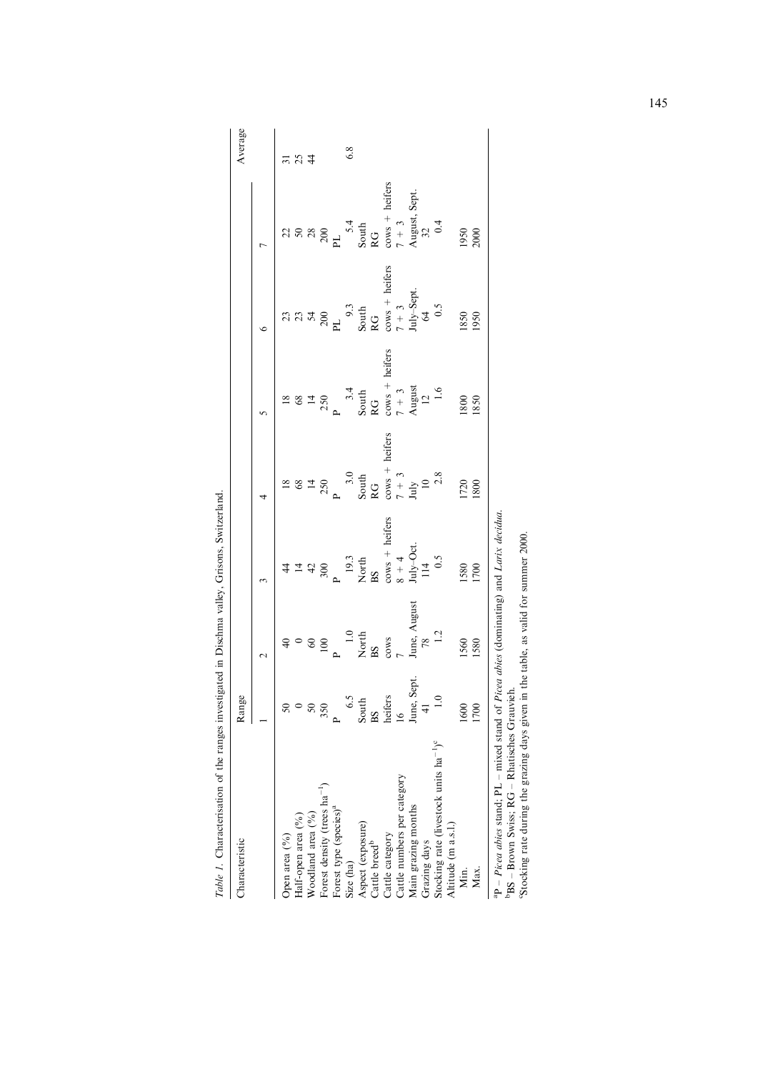*Table 1.* Characterisation of the ranges investigated in Dischma valley, Grisons, Switzerland.

| Characteristic | Range | | | | | | | Average |
|---|---|---|---|---|---|---|---|---|
| | 1 | 2 | 3 | 4 | 5 | 6 | 7 | |
| Open area (%) | 50 | 40 | 44 | 18 | 18 | 23 | 22 | 31 |
| Half-open area (%) | 0 | 0 | 14 | 68 | 68 | 23 | 50 | 25 |
| Woodland area (%) | 50 | 60 | 42 | 14 | 14 | 54 | 28 | 44 |
| Forest density (trees ha$^{-1}$) | 350 | 100 | 300 | 250 | 250 | 200 | 200 | |
| Forest type (species)[a] | P | P | P | P | P | PL | PL | |
| Size (ha) | 6.5 | 1.0 | 19.3 | 3.0 | 3.4 | 9.3 | 5.4 | 6.8 |
| Aspect (exposure) | South | North | North | South | South | South | South | |
| Cattle breed[b] | BS | BS | BS | RG | RG | RG | RG | |
| Cattle category | heifers | cows | cows + heifers | cows + heifers | cows + heifers | cows + heifers | cows + heifers | |
| Cattle numbers per category | 16 | 7 | 8 + 4 | 7 + 3 | 7 + 3 | 7 + 3 | 7 + 3 | |
| Main grazing months | June, Sept. | June, August | July–Oct. | July | August | July–Sept. | August, Sept. | |
| Grazing days | 41 | 78 | 114 | 10 | 12 | 64 | 32 | |
| Stocking rate (livestock units ha$^{-1}$)[c] | 1.0 | 1.2 | 0.5 | 2.8 | 1.6 | 0.5 | 0.4 | |
| Altitude (m a.s.l.) | | | | | | | | |
| Min. | 1600 | 1560 | 1580 | 1720 | 1800 | 1850 | 1950 | |
| Max. | 1700 | 1580 | 1700 | 1800 | 1850 | 1950 | 2000 | |

[a]P – *Picea abies* stand; PL – mixed stand of *Picea abies* (dominating) and *Larix decidua*.
[b]BS – Brown Swiss; RG – Rhätisches Grauvieh.
[c]Stocking rate during the grazing days given in the table, as valid for summer 2000.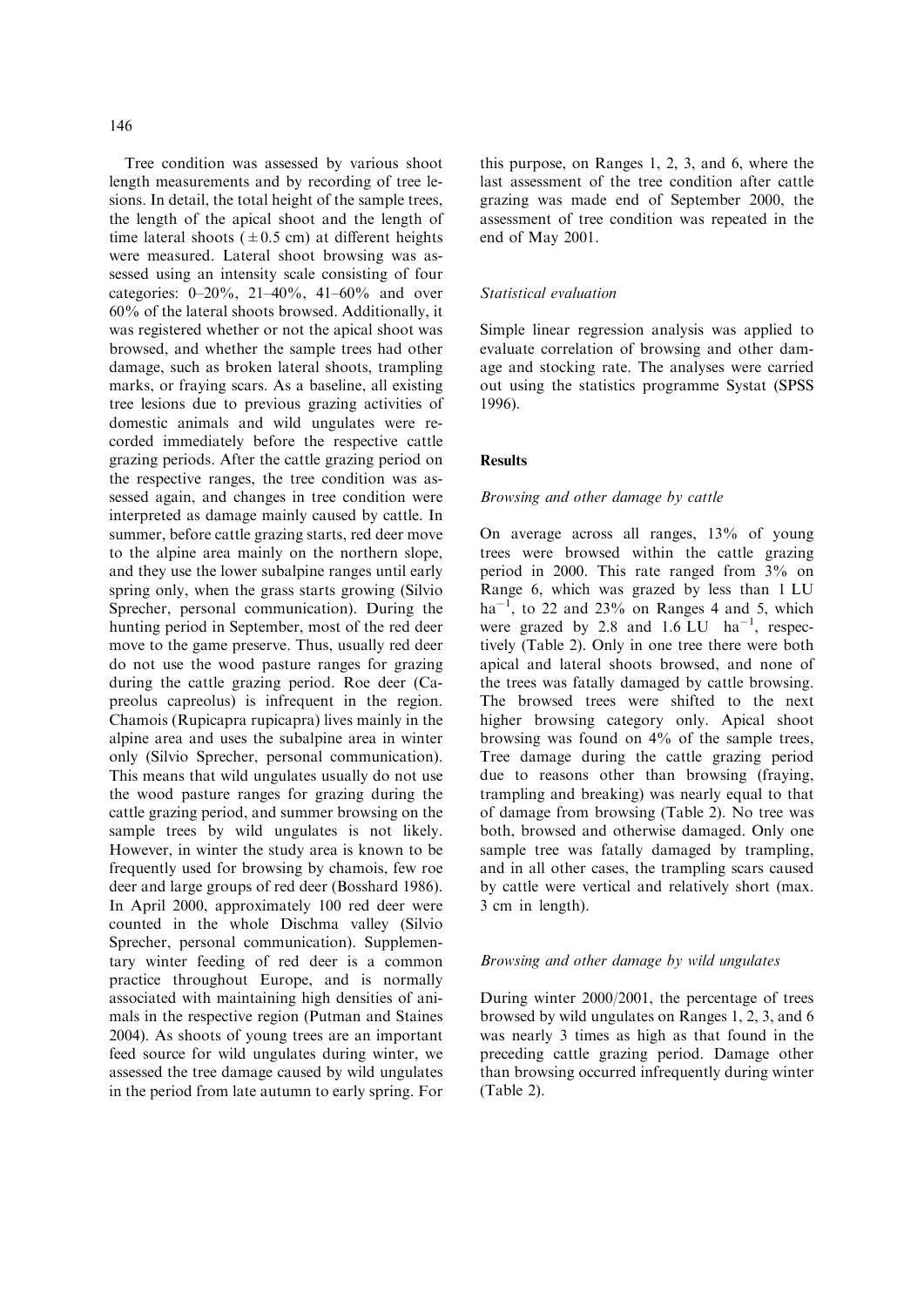Tree condition was assessed by various shoot length measurements and by recording of tree lesions. In detail, the total height of the sample trees, the length of the apical shoot and the length of time lateral shoots ($\pm 0.5$ cm) at different heights were measured. Lateral shoot browsing was assessed using an intensity scale consisting of four categories: 0–20%, 21–40%, 41–60% and over 60% of the lateral shoots browsed. Additionally, it was registered whether or not the apical shoot was browsed, and whether the sample trees had other damage, such as broken lateral shoots, trampling marks, or fraying scars. As a baseline, all existing tree lesions due to previous grazing activities of domestic animals and wild ungulates were recorded immediately before the respective cattle grazing periods. After the cattle grazing period on the respective ranges, the tree condition was assessed again, and changes in tree condition were interpreted as damage mainly caused by cattle. In summer, before cattle grazing starts, red deer move to the alpine area mainly on the northern slope, and they use the lower subalpine ranges until early spring only, when the grass starts growing (Silvio Sprecher, personal communication). During the hunting period in September, most of the red deer move to the game preserve. Thus, usually red deer do not use the wood pasture ranges for grazing during the cattle grazing period. Roe deer (Capreolus capreolus) is infrequent in the region. Chamois (Rupicapra rupicapra) lives mainly in the alpine area and uses the subalpine area in winter only (Silvio Sprecher, personal communication). This means that wild ungulates usually do not use the wood pasture ranges for grazing during the cattle grazing period, and summer browsing on the sample trees by wild ungulates is not likely. However, in winter the study area is known to be frequently used for browsing by chamois, few roe deer and large groups of red deer (Bosshard 1986). In April 2000, approximately 100 red deer were counted in the whole Dischma valley (Silvio Sprecher, personal communication). Supplementary winter feeding of red deer is a common practice throughout Europe, and is normally associated with maintaining high densities of animals in the respective region (Putman and Staines 2004). As shoots of young trees are an important feed source for wild ungulates during winter, we assessed the tree damage caused by wild ungulates in the period from late autumn to early spring. For this purpose, on Ranges 1, 2, 3, and 6, where the last assessment of the tree condition after cattle grazing was made end of September 2000, the assessment of tree condition was repeated in the end of May 2001.

### *Statistical evaluation*

Simple linear regression analysis was applied to evaluate correlation of browsing and other damage and stocking rate. The analyses were carried out using the statistics programme Systat (SPSS 1996).

## Results

### *Browsing and other damage by cattle*

On average across all ranges, 13% of young trees were browsed within the cattle grazing period in 2000. This rate ranged from 3% on Range 6, which was grazed by less than 1 LU $ha^{-1}$, to 22 and 23% on Ranges 4 and 5, which were grazed by 2.8 and 1.6 LU $ha^{-1}$, respectively (Table 2). Only in one tree there were both apical and lateral shoots browsed, and none of the trees was fatally damaged by cattle browsing. The browsed trees were shifted to the next higher browsing category only. Apical shoot browsing was found on 4% of the sample trees, Tree damage during the cattle grazing period due to reasons other than browsing (fraying, trampling and breaking) was nearly equal to that of damage from browsing (Table 2). No tree was both, browsed and otherwise damaged. Only one sample tree was fatally damaged by trampling, and in all other cases, the trampling scars caused by cattle were vertical and relatively short (max. 3 cm in length).

### *Browsing and other damage by wild ungulates*

During winter 2000/2001, the percentage of trees browsed by wild ungulates on Ranges 1, 2, 3, and 6 was nearly 3 times as high as that found in the preceding cattle grazing period. Damage other than browsing occurred infrequently during winter (Table 2).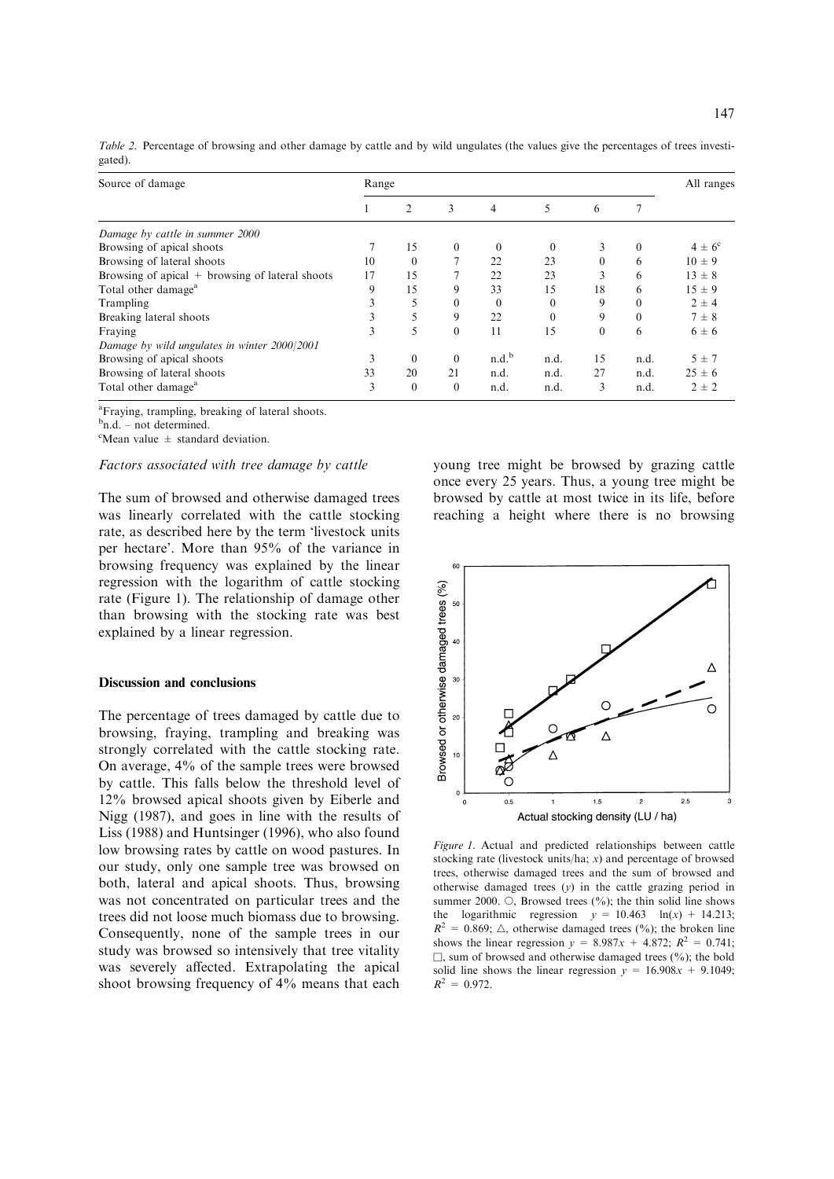*Table 2.* Percentage of browsing and other damage by cattle and by wild ungulates (the values give the percentages of trees investigated).

| Source of damage | Range | | | | | | | All ranges |
|---|---|---|---|---|---|---|---|---|
| | 1 | 2 | 3 | 4 | 5 | 6 | 7 | |
| *Damage by cattle in summer 2000* | | | | | | | | |
| Browsing of apical shoots | 7 | 15 | 0 | 0 | 0 | 3 | 0 | $4 \pm 6$[c] |
| Browsing of lateral shoots | 10 | 0 | 7 | 22 | 23 | 0 | 6 | $10 \pm 9$ |
| Browsing of apical + browsing of lateral shoots | 17 | 15 | 7 | 22 | 23 | 3 | 6 | $13 \pm 8$ |
| Total other damage[a] | 9 | 15 | 9 | 33 | 15 | 18 | 6 | $15 \pm 9$ |
| Trampling | 3 | 5 | 0 | 0 | 0 | 9 | 0 | $2 \pm 4$ |
| Breaking lateral shoots | 3 | 5 | 9 | 22 | 0 | 9 | 0 | $7 \pm 8$ |
| Fraying | 3 | 5 | 0 | 11 | 15 | 0 | 6 | $6 \pm 6$ |
| *Damage by wild ungulates in winter 2000/2001* | | | | | | | | |
| Browsing of apical shoots | 3 | 0 | 0 | n.d.[b] | n.d. | 15 | n.d. | $5 \pm 7$ |
| Browsing of lateral shoots | 33 | 20 | 21 | n.d. | n.d. | 27 | n.d. | $25 \pm 6$ |
| Total other damage[a] | 3 | 0 | 0 | n.d. | n.d. | 3 | n.d. | $2 \pm 2$ |

[a]Fraying, trampling, breaking of lateral shoots.
[b]n.d. – not determined.
[c]Mean value ± standard deviation.

*Factors associated with tree damage by cattle*

The sum of browsed and otherwise damaged trees was linearly correlated with the cattle stocking rate, as described here by the term 'livestock units per hectare'. More than 95% of the variance in browsing frequency was explained by the linear regression with the logarithm of cattle stocking rate (Figure 1). The relationship of damage other than browsing with the stocking rate was best explained by a linear regression.

## Discussion and conclusions

The percentage of trees damaged by cattle due to browsing, fraying, trampling and breaking was strongly correlated with the cattle stocking rate. On average, 4% of the sample trees were browsed by cattle. This falls below the threshold level of 12% browsed apical shoots given by Eiberle and Nigg (1987), and goes in line with the results of Liss (1988) and Huntsinger (1996), who also found low browsing rates by cattle on wood pastures. In our study, only one sample tree was browsed on both, lateral and apical shoots. Thus, browsing was not concentrated on particular trees and the trees did not loose much biomass due to browsing. Consequently, none of the sample trees in our study was browsed so intensively that tree vitality was severely affected. Extrapolating the apical shoot browsing frequency of 4% means that each young tree might be browsed by grazing cattle once every 25 years. Thus, a young tree might be browsed by cattle at most twice in its life, before reaching a height where there is no browsing

*Figure 1.* Actual and predicted relationships between cattle stocking rate (livestock units/ha; $x$) and percentage of browsed trees, otherwise damaged trees and the sum of browsed and otherwise damaged trees ($y$) in the cattle grazing period in summer 2000. ○, Browsed trees (%); the thin solid line shows the logarithmic regression $y = 10.463 \ln(x) + 14.213$; $R^2 = 0.869$; △, otherwise damaged trees (%); the broken line shows the linear regression $y = 8.987x + 4.872$; $R^2 = 0.741$; □, sum of browsed and otherwise damaged trees (%); the bold solid line shows the linear regression $y = 16.908x + 9.1049$; $R^2 = 0.972$.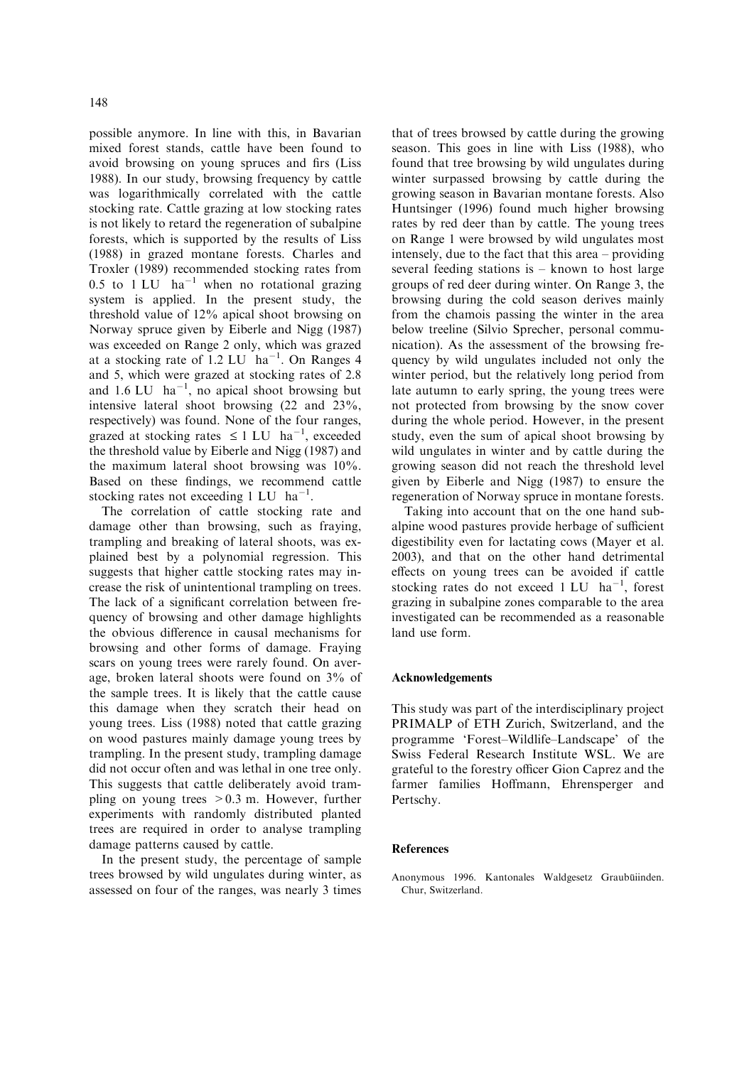possible anymore. In line with this, in Bavarian mixed forest stands, cattle have been found to avoid browsing on young spruces and firs (Liss 1988). In our study, browsing frequency by cattle was logarithmically correlated with the cattle stocking rate. Cattle grazing at low stocking rates is not likely to retard the regeneration of subalpine forests, which is supported by the results of Liss (1988) in grazed montane forests. Charles and Troxler (1989) recommended stocking rates from 0.5 to 1 LU $ha^{-1}$ when no rotational grazing system is applied. In the present study, the threshold value of 12% apical shoot browsing on Norway spruce given by Eiberle and Nigg (1987) was exceeded on Range 2 only, which was grazed at a stocking rate of 1.2 LU $ha^{-1}$. On Ranges 4 and 5, which were grazed at stocking rates of 2.8 and 1.6 LU $ha^{-1}$, no apical shoot browsing but intensive lateral shoot browsing (22 and 23%, respectively) was found. None of the four ranges, grazed at stocking rates $\leq 1$ LU $ha^{-1}$, exceeded the threshold value by Eiberle and Nigg (1987) and the maximum lateral shoot browsing was 10%. Based on these findings, we recommend cattle stocking rates not exceeding 1 LU $ha^{-1}$.

The correlation of cattle stocking rate and damage other than browsing, such as fraying, trampling and breaking of lateral shoots, was explained best by a polynomial regression. This suggests that higher cattle stocking rates may increase the risk of unintentional trampling on trees. The lack of a significant correlation between frequency of browsing and other damage highlights the obvious difference in causal mechanisms for browsing and other forms of damage. Fraying scars on young trees were rarely found. On average, broken lateral shoots were found on 3% of the sample trees. It is likely that the cattle cause this damage when they scratch their head on young trees. Liss (1988) noted that cattle grazing on wood pastures mainly damage young trees by trampling. In the present study, trampling damage did not occur often and was lethal in one tree only. This suggests that cattle deliberately avoid trampling on young trees $>0.3$ m. However, further experiments with randomly distributed planted trees are required in order to analyse trampling damage patterns caused by cattle.

In the present study, the percentage of sample trees browsed by wild ungulates during winter, as assessed on four of the ranges, was nearly 3 times that of trees browsed by cattle during the growing season. This goes in line with Liss (1988), who found that tree browsing by wild ungulates during winter surpassed browsing by cattle during the growing season in Bavarian montane forests. Also Huntsinger (1996) found much higher browsing rates by red deer than by cattle. The young trees on Range 1 were browsed by wild ungulates most intensely, due to the fact that this area – providing several feeding stations is – known to host large groups of red deer during winter. On Range 3, the browsing during the cold season derives mainly from the chamois passing the winter in the area below treeline (Silvio Sprecher, personal communication). As the assessment of the browsing frequency by wild ungulates included not only the winter period, but the relatively long period from late autumn to early spring, the young trees were not protected from browsing by the snow cover during the whole period. However, in the present study, even the sum of apical shoot browsing by wild ungulates in winter and by cattle during the growing season did not reach the threshold level given by Eiberle and Nigg (1987) to ensure the regeneration of Norway spruce in montane forests.

Taking into account that on the one hand subalpine wood pastures provide herbage of sufficient digestibility even for lactating cows (Mayer et al. 2003), and that on the other hand detrimental effects on young trees can be avoided if cattle stocking rates do not exceed 1 LU $ha^{-1}$, forest grazing in subalpine zones comparable to the area investigated can be recommended as a reasonable land use form.

## Acknowledgements

This study was part of the interdisciplinary project PRIMALP of ETH Zurich, Switzerland, and the programme 'Forest–Wildlife–Landscape' of the Swiss Federal Research Institute WSL. We are grateful to the forestry officer Gion Caprez and the farmer families Hoffmann, Ehrensperger and Pertschy.

## References

Anonymous 1996. Kantonales Waldgesetz Graubüinden. Chur, Switzerland.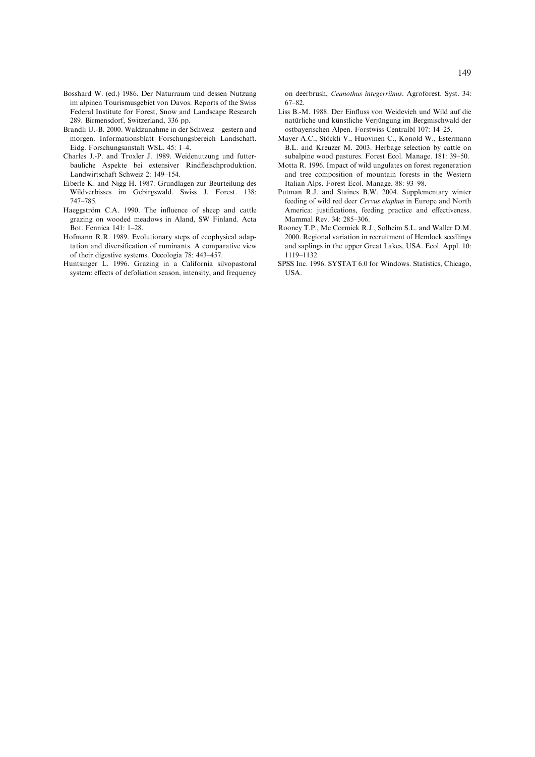Bosshard W. (ed.) 1986. Der Naturraum und dessen Nutzung im alpinen Tourismusgebiet von Davos. Reports of the Swiss Federal Institute for Forest, Snow and Landscape Research 289. Birmensdorf, Switzerland, 336 pp.

Brandli U.-B. 2000. Waldzunahme in der Schweiz – gestern and morgen. Informationsblatt Forschungsbereich Landschaft. Eidg. Forschungsanstalt WSL. 45: 1–4.

Charles J.-P. and Troxler J. 1989. Weidenutzung und futterbauliche Aspekte bei extensiver Rindfleischproduktion. Landwirtschaft Schweiz 2: 149–154.

Eiberle K. and Nigg H. 1987. Grundlagen zur Beurteilung des Wildverbisses im Gebirgswald. Swiss J. Forest. 138: 747–785.

Haeggström C.A. 1990. The influence of sheep and cattle grazing on wooded meadows in Aland, SW Finland. Acta Bot. Fennica 141: 1–28.

Hofmann R.R. 1989. Evolutionary steps of ecophysical adaptation and diversification of ruminants. A comparative view of their digestive systems. Oecologia 78: 443–457.

Huntsinger L. 1996. Grazing in a California silvopastoral system: effects of defoliation season, intensity, and frequency on deerbrush, *Ceanothus integerriinus*. Agroforest. Syst. 34: 67–82.

Liss B.-M. 1988. Der Einfluss von Weidevieh und Wild auf die natürliche und künstliche Verjüngung im Bergmischwald der ostbayerischen Alpen. Forstwiss Centralbl 107: 14–25.

Mayer A.C., Stöckli V., Huovinen C., Konold W., Estermann B.L. and Kreuzer M. 2003. Herbage selection by cattle on subalpine wood pastures. Forest Ecol. Manage. 181: 39–50.

Motta R. 1996. Impact of wild ungulates on forest regeneration and tree composition of mountain forests in the Western Italian Alps. Forest Ecol. Manage. 88: 93–98.

Putman R.J. and Staines B.W. 2004. Supplementary winter feeding of wild red deer *Cervus elaphus* in Europe and North America: justifications, feeding practice and effectiveness. Mammal Rev. 34: 285–306.

Rooney T.P., Mc Cormick R.J., Solheim S.L. and Waller D.M. 2000. Regional variation in recruitment of Hemlock seedlings and saplings in the upper Great Lakes, USA. Ecol. Appl. 10: 1119–1132.

SPSS Inc. 1996. SYSTAT 6.0 for Windows. Statistics, Chicago, USA.